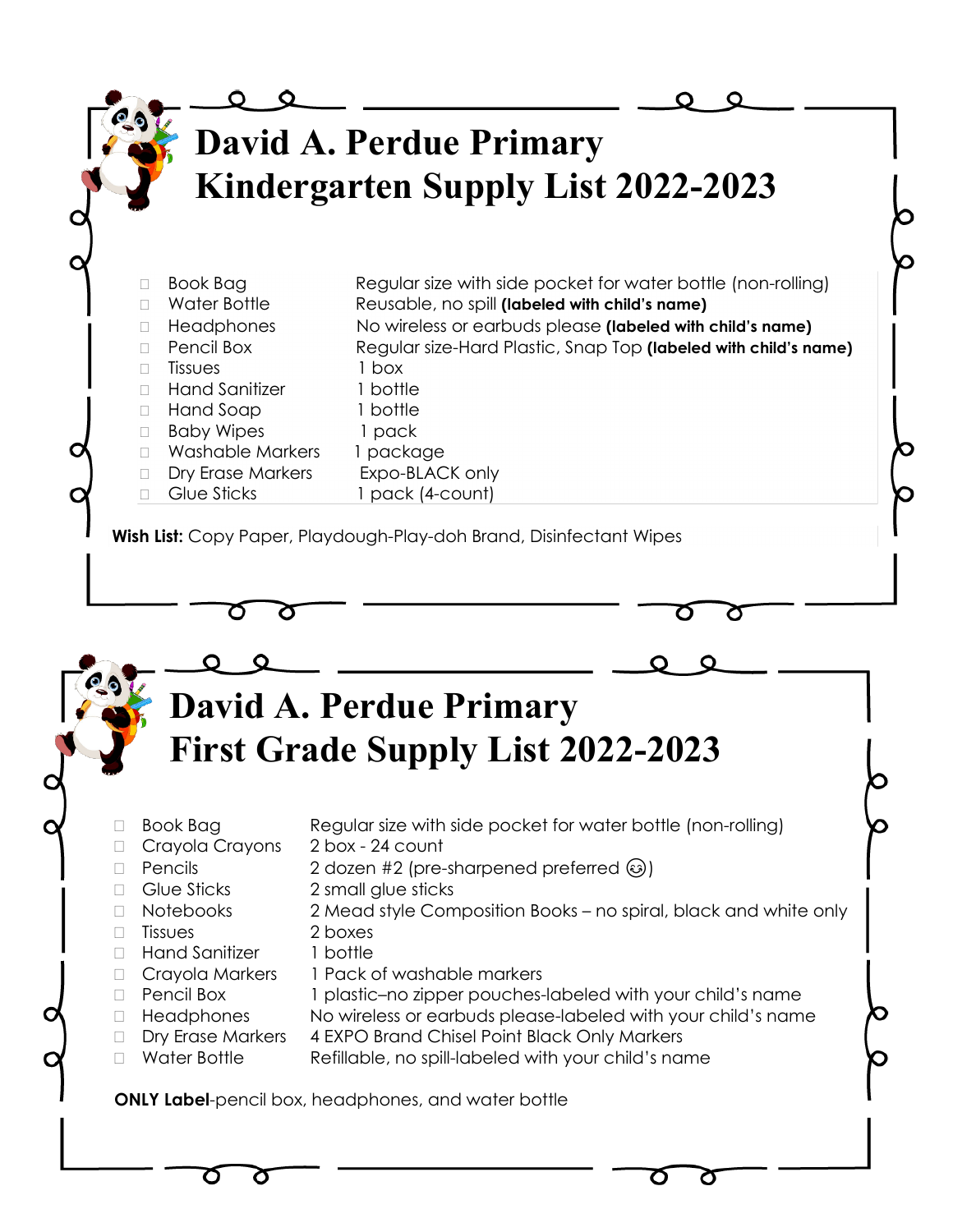# David A. Perdue Primary
# Kindergarten Supply List 2022-2023

- ☐ Book Bag — Regular size with side pocket for water bottle (non-rolling)
- ☐ Water Bottle — Reusable, no spill **(labeled with child's name)**
- ☐ Headphones — No wireless or earbuds please **(labeled with child's name)**
- ☐ Pencil Box — Regular size-Hard Plastic, Snap Top **(labeled with child's name)**
- ☐ Tissues — 1 box
- ☐ Hand Sanitizer — 1 bottle
- ☐ Hand Soap — 1 bottle
- ☐ Baby Wipes — 1 pack
- ☐ Washable Markers — 1 package
- ☐ Dry Erase Markers — Expo-BLACK only
- ☐ Glue Sticks — 1 pack (4-count)

**Wish List:** Copy Paper, Playdough-Play-doh Brand, Disinfectant Wipes

# David A. Perdue Primary
# First Grade Supply List 2022-2023

- ☐ Book Bag — Regular size with side pocket for water bottle (non-rolling)
- ☐ Crayola Crayons — 2 box - 24 count
- ☐ Pencils — 2 dozen #2 (pre-sharpened preferred 😉)
- ☐ Glue Sticks — 2 small glue sticks
- ☐ Notebooks — 2 Mead style Composition Books – no spiral, black and white only
- ☐ Tissues — 2 boxes
- ☐ Hand Sanitizer — 1 bottle
- ☐ Crayola Markers — 1 Pack of washable markers
- ☐ Pencil Box — 1 plastic–no zipper pouches-labeled with your child's name
- ☐ Headphones — No wireless or earbuds please-labeled with your child's name
- ☐ Dry Erase Markers — 4 EXPO Brand Chisel Point Black Only Markers
- ☐ Water Bottle — Refillable, no spill-labeled with your child's name

**ONLY Label**-pencil box, headphones, and water bottle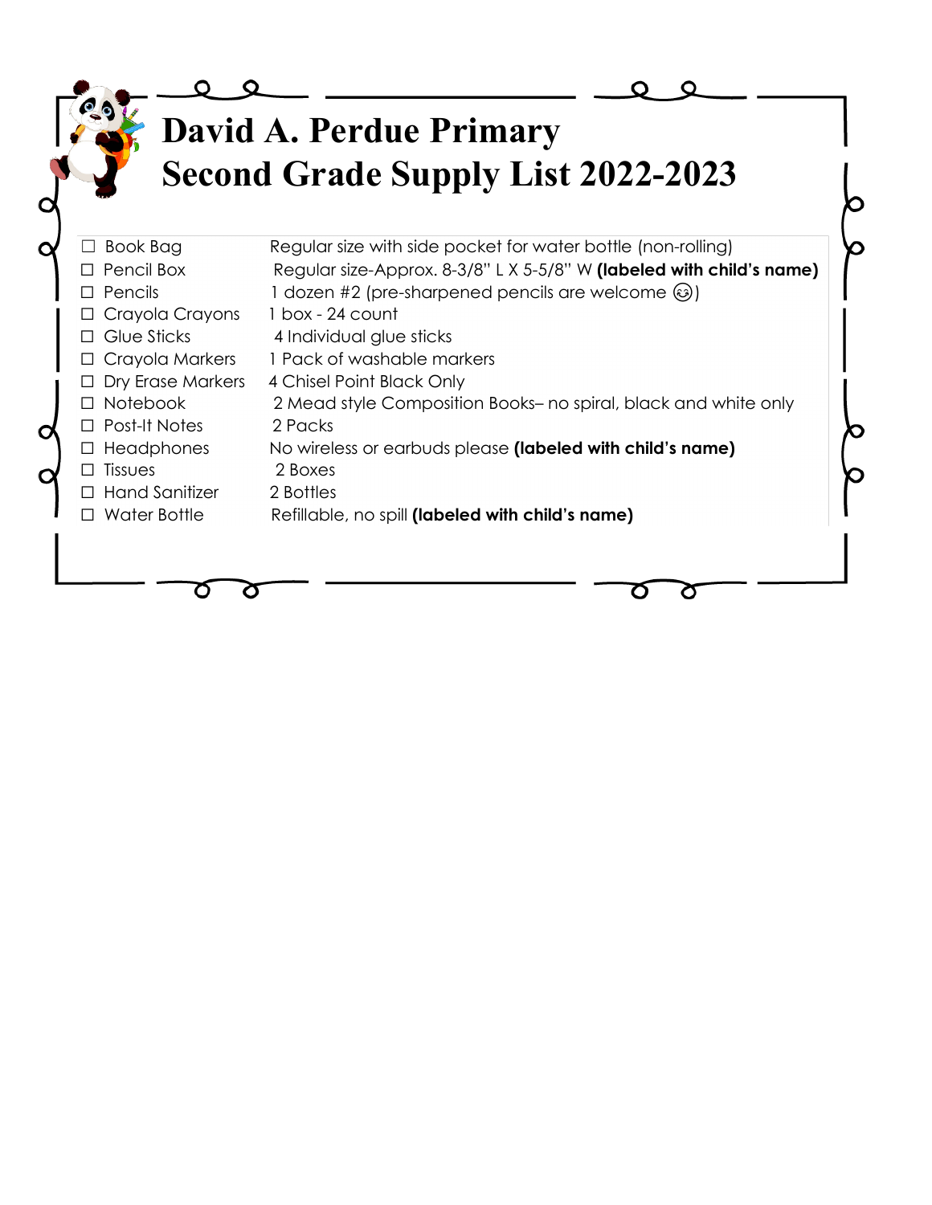# David A. Perdue Primary
# Second Grade Supply List 2022-2023

| | |
|---|---|
| ☐ Book Bag | Regular size with side pocket for water bottle (non-rolling) |
| ☐ Pencil Box | Regular size-Approx. 8-3/8" L X 5-5/8" W **(labeled with child's name)** |
| ☐ Pencils | 1 dozen #2 (pre-sharpened pencils are welcome 😊) |
| ☐ Crayola Crayons | 1 box - 24 count |
| ☐ Glue Sticks | 4 Individual glue sticks |
| ☐ Crayola Markers | 1 Pack of washable markers |
| ☐ Dry Erase Markers | 4 Chisel Point Black Only |
| ☐ Notebook | 2 Mead style Composition Books– no spiral, black and white only |
| ☐ Post-It Notes | 2 Packs |
| ☐ Headphones | No wireless or earbuds please **(labeled with child's name)** |
| ☐ Tissues | 2 Boxes |
| ☐ Hand Sanitizer | 2 Bottles |
| ☐ Water Bottle | Refillable, no spill **(labeled with child's name)** |